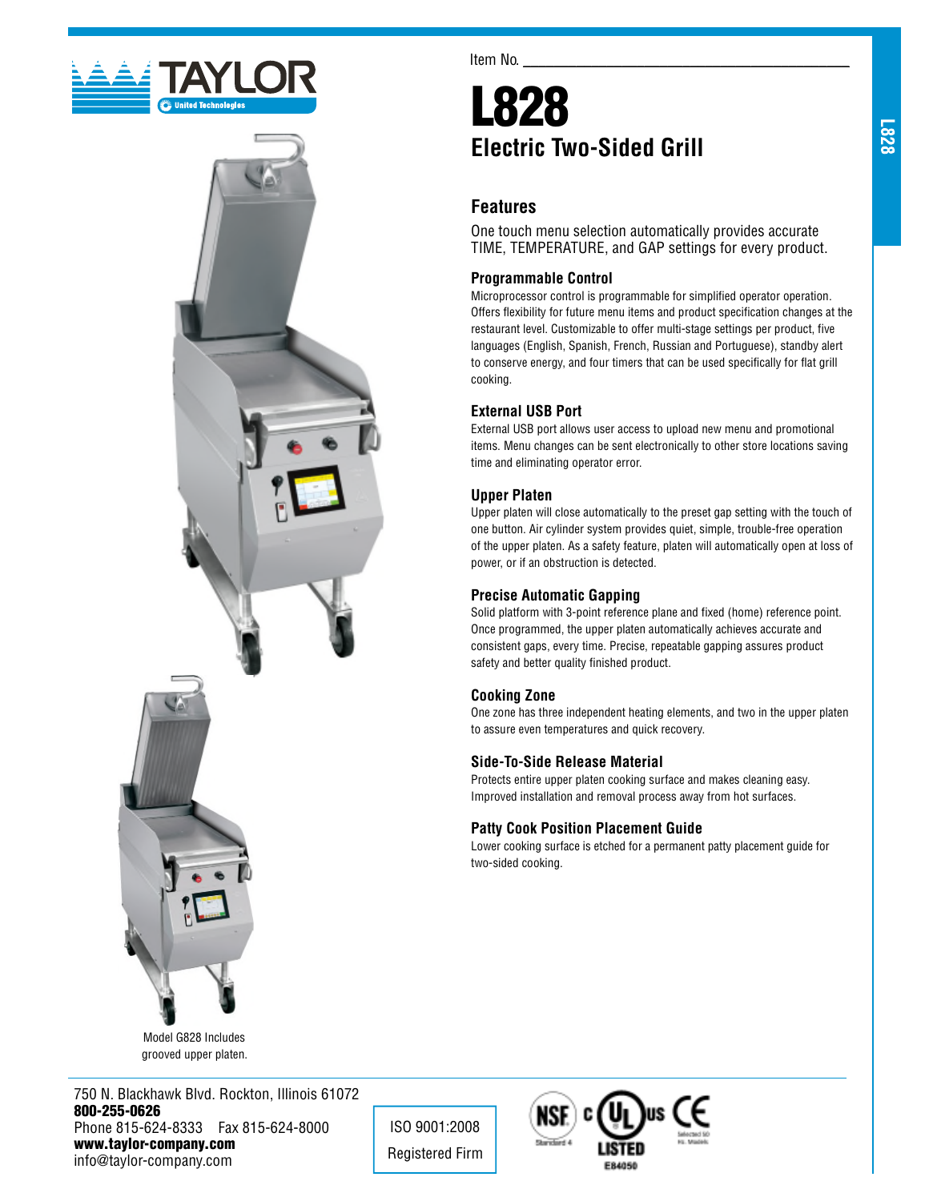TAYLOR

United Technologies

Item No. ___________________________

# L828

## Electric Two-Sided Grill

## Features

One touch menu selection automatically provides accurate TIME, TEMPERATURE, and GAP settings for every product.

### Programmable Control

Microprocessor control is programmable for simplified operator operation. Offers flexibility for future menu items and product specification changes at the restaurant level. Customizable to offer multi-stage settings per product, five languages (English, Spanish, French, Russian and Portuguese), standby alert to conserve energy, and four timers that can be used specifically for flat grill cooking.

### External USB Port

External USB port allows user access to upload new menu and promotional items. Menu changes can be sent electronically to other store locations saving time and eliminating operator error.

### Upper Platen

Upper platen will close automatically to the preset gap setting with the touch of one button. Air cylinder system provides quiet, simple, trouble-free operation of the upper platen. As a safety feature, platen will automatically open at loss of power, or if an obstruction is detected.

### Precise Automatic Gapping

Solid platform with 3-point reference plane and fixed (home) reference point. Once programmed, the upper platen automatically achieves accurate and consistent gaps, every time. Precise, repeatable gapping assures product safety and better quality finished product.

### Cooking Zone

One zone has three independent heating elements, and two in the upper platen to assure even temperatures and quick recovery.

### Side-To-Side Release Material

Protects entire upper platen cooking surface and makes cleaning easy. Improved installation and removal process away from hot surfaces.

### Patty Cook Position Placement Guide

Lower cooking surface is etched for a permanent patty placement guide for two-sided cooking.

Model G828 Includes grooved upper platen.

750 N. Blackhawk Blvd. Rockton, Illinois 61072
**800-255-0626**
Phone 815-624-8333 Fax 815-624-8000
**www.taylor-company.com**
info@taylor-company.com

ISO 9001:2008
Registered Firm

NSF Standard 4 · c UL us LISTED E84050 · CE Selected 50 Hz. Models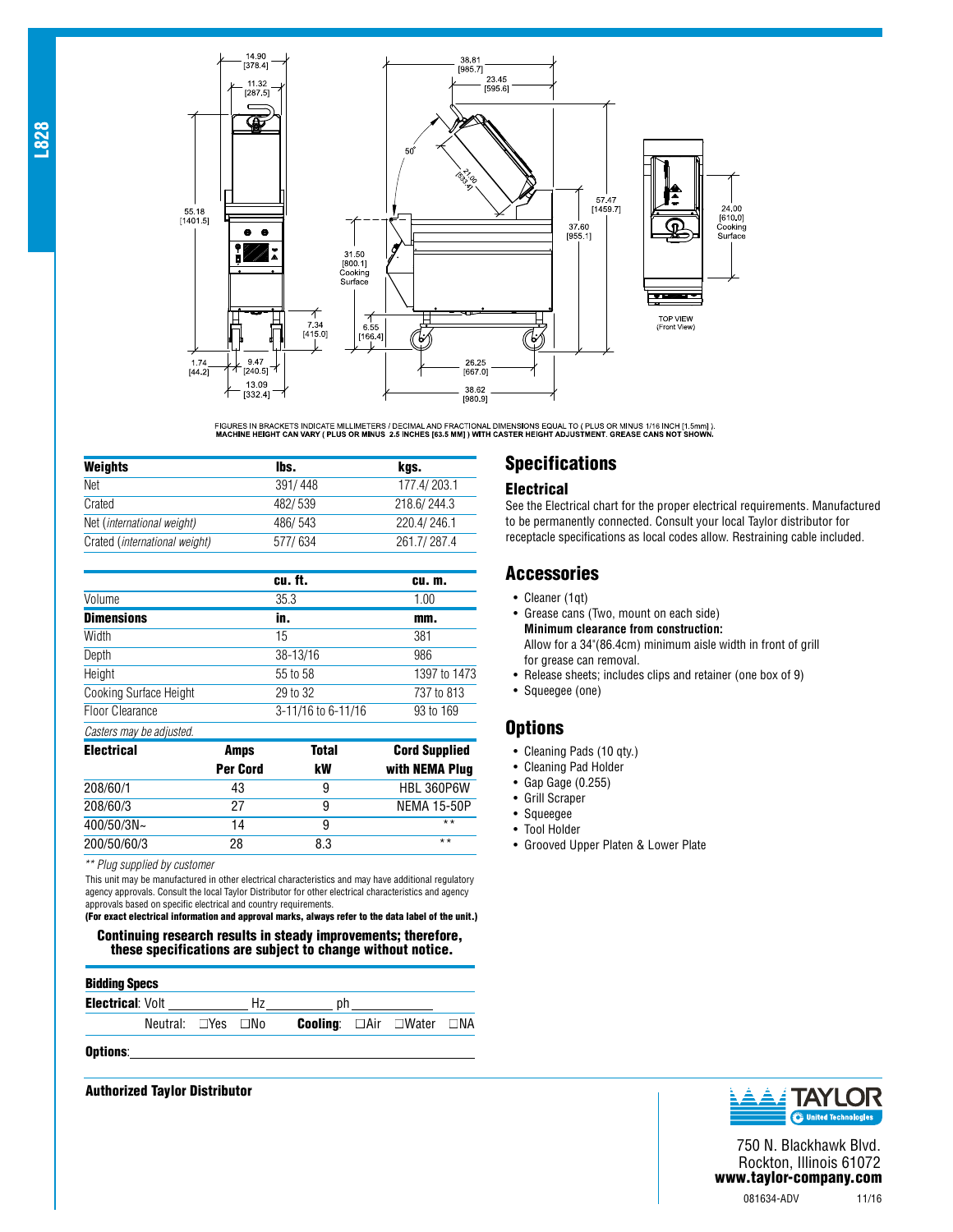L828

14.90 [378.4]
11.32 [287.5]
55.18 [1401.5]
7.34 [415.0]
1.74 [44.2]
9.47 [240.5]
13.09 [332.4]

38.81 [985.7]
23.45 [595.6]
50°
21.00 [533.4]
57.47 [1459.7]
37.60 [955.1]
31.50 [800.1] Cooking Surface
6.55 [166.4]
26.25 [667.0]
38.62 [980.9]

24.00 [610.0] Cooking Surface
TOP VIEW (Front View)

FIGURES IN BRACKETS INDICATE MILLIMETERS / DECIMAL AND FRACTIONAL DIMENSIONS EQUAL TO ( PLUS OR MINUS 1/16 INCH [1.5mm] ).
MACHINE HEIGHT CAN VARY ( PLUS OR MINUS 2.5 INCHES [63.5 MM] ) WITH CASTER HEIGHT ADJUSTMENT. GREASE CANS NOT SHOWN.

| **Weights** | **lbs.** | **kgs.** |
|---|---|---|
| Net | 391/ 448 | 177.4/ 203.1 |
| Crated | 482/ 539 | 218.6/ 244.3 |
| Net (*international weight*) | 486/ 543 | 220.4/ 246.1 |
| Crated (*international weight*) | 577/ 634 | 261.7/ 287.4 |

| | **cu. ft.** | **cu. m.** |
|---|---|---|
| Volume | 35.3 | 1.00 |
| **Dimensions** | **in.** | **mm.** |
| Width | 15 | 381 |
| Depth | 38-13/16 | 986 |
| Height | 55 to 58 | 1397 to 1473 |
| Cooking Surface Height | 29 to 32 | 737 to 813 |
| Floor Clearance | 3-11/16 to 6-11/16 | 93 to 169 |

*Casters may be adjusted.*

| **Electrical** | **Amps Per Cord** | **Total kW** | **Cord Supplied with NEMA Plug** |
|---|---|---|---|
| 208/60/1 | 43 | 9 | HBL 360P6W |
| 208/60/3 | 27 | 9 | NEMA 15-50P |
| 400/50/3N~ | 14 | 9 | ** |
| 200/50/60/3 | 28 | 8.3 | ** |

*** Plug supplied by customer*

This unit may be manufactured in other electrical characteristics and may have additional regulatory agency approvals. Consult the local Taylor Distributor for other electrical characteristics and agency approvals based on specific electrical and country requirements.
**(For exact electrical information and approval marks, always refer to the data label of the unit.)**

**Continuing research results in steady improvements; therefore, these specifications are subject to change without notice.**

**Bidding Specs**

**Electrical**: Volt ___________ Hz __________ ph ____________

Neutral: ☐Yes ☐No **Cooling**: ☐Air ☐Water ☐NA

**Options**:______________________________________________

## Specifications

### Electrical

See the Electrical chart for the proper electrical requirements. Manufactured to be permanently connected. Consult your local Taylor distributor for receptacle specifications as local codes allow. Restraining cable included.

## Accessories

- Cleaner (1qt)
- Grease cans (Two, mount on each side)
  **Minimum clearance from construction:**
  Allow for a 34"(86.4cm) minimum aisle width in front of grill for grease can removal.
- Release sheets; includes clips and retainer (one box of 9)
- Squeegee (one)

## Options

- Cleaning Pads (10 qty.)
- Cleaning Pad Holder
- Gap Gage (0.255)
- Grill Scraper
- Squeegee
- Tool Holder
- Grooved Upper Platen & Lower Plate

**Authorized Taylor Distributor**

TAYLOR
United Technologies

750 N. Blackhawk Blvd.
Rockton, Illinois 61072
**www.taylor-company.com**

081634-ADV 11/16